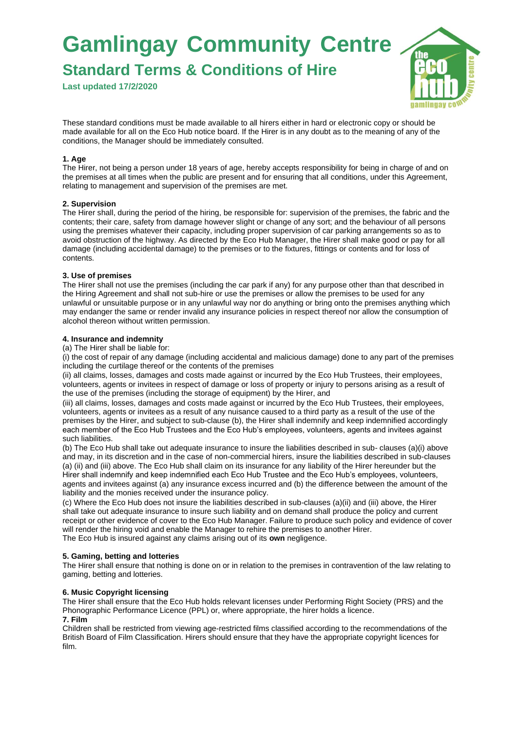# Gamlingay Community Centre

## Standard Terms & Conditions of Hire

**Last updated 17/2/2020**

These standard conditions must be made available to all hirers either in hard or electronic copy or should be made available for all on the Eco Hub notice board. If the Hirer is in any doubt as to the meaning of any of the conditions, the Manager should be immediately consulted.

**1. Age**

The Hirer, not being a person under 18 years of age, hereby accepts responsibility for being in charge of and on the premises at all times when the public are present and for ensuring that all conditions, under this Agreement, relating to management and supervision of the premises are met.

**2. Supervision**

The Hirer shall, during the period of the hiring, be responsible for: supervision of the premises, the fabric and the contents; their care, safety from damage however slight or change of any sort; and the behaviour of all persons using the premises whatever their capacity, including proper supervision of car parking arrangements so as to avoid obstruction of the highway. As directed by the Eco Hub Manager, the Hirer shall make good or pay for all damage (including accidental damage) to the premises or to the fixtures, fittings or contents and for loss of contents.

**3. Use of premises**

The Hirer shall not use the premises (including the car park if any) for any purpose other than that described in the Hiring Agreement and shall not sub-hire or use the premises or allow the premises to be used for any unlawful or unsuitable purpose or in any unlawful way nor do anything or bring onto the premises anything which may endanger the same or render invalid any insurance policies in respect thereof nor allow the consumption of alcohol thereon without written permission.

**4. Insurance and indemnity**

(a) The Hirer shall be liable for:

(i) the cost of repair of any damage (including accidental and malicious damage) done to any part of the premises including the curtilage thereof or the contents of the premises

(ii) all claims, losses, damages and costs made against or incurred by the Eco Hub Trustees, their employees, volunteers, agents or invitees in respect of damage or loss of property or injury to persons arising as a result of the use of the premises (including the storage of equipment) by the Hirer, and

(iii) all claims, losses, damages and costs made against or incurred by the Eco Hub Trustees, their employees, volunteers, agents or invitees as a result of any nuisance caused to a third party as a result of the use of the premises by the Hirer, and subject to sub-clause (b), the Hirer shall indemnify and keep indemnified accordingly each member of the Eco Hub Trustees and the Eco Hub's employees, volunteers, agents and invitees against such liabilities.

(b) The Eco Hub shall take out adequate insurance to insure the liabilities described in sub- clauses (a)(i) above and may, in its discretion and in the case of non-commercial hirers, insure the liabilities described in sub-clauses (a) (ii) and (iii) above. The Eco Hub shall claim on its insurance for any liability of the Hirer hereunder but the Hirer shall indemnify and keep indemnified each Eco Hub Trustee and the Eco Hub's employees, volunteers, agents and invitees against (a) any insurance excess incurred and (b) the difference between the amount of the liability and the monies received under the insurance policy.

(c) Where the Eco Hub does not insure the liabilities described in sub-clauses (a)(ii) and (iii) above, the Hirer shall take out adequate insurance to insure such liability and on demand shall produce the policy and current receipt or other evidence of cover to the Eco Hub Manager. Failure to produce such policy and evidence of cover will render the hiring void and enable the Manager to rehire the premises to another Hirer.

The Eco Hub is insured against any claims arising out of its **own** negligence.

**5. Gaming, betting and lotteries**

The Hirer shall ensure that nothing is done on or in relation to the premises in contravention of the law relating to gaming, betting and lotteries.

**6. Music Copyright licensing**

The Hirer shall ensure that the Eco Hub holds relevant licenses under Performing Right Society (PRS) and the Phonographic Performance Licence (PPL) or, where appropriate, the hirer holds a licence.

**7. Film**

Children shall be restricted from viewing age-restricted films classified according to the recommendations of the British Board of Film Classification. Hirers should ensure that they have the appropriate copyright licences for film.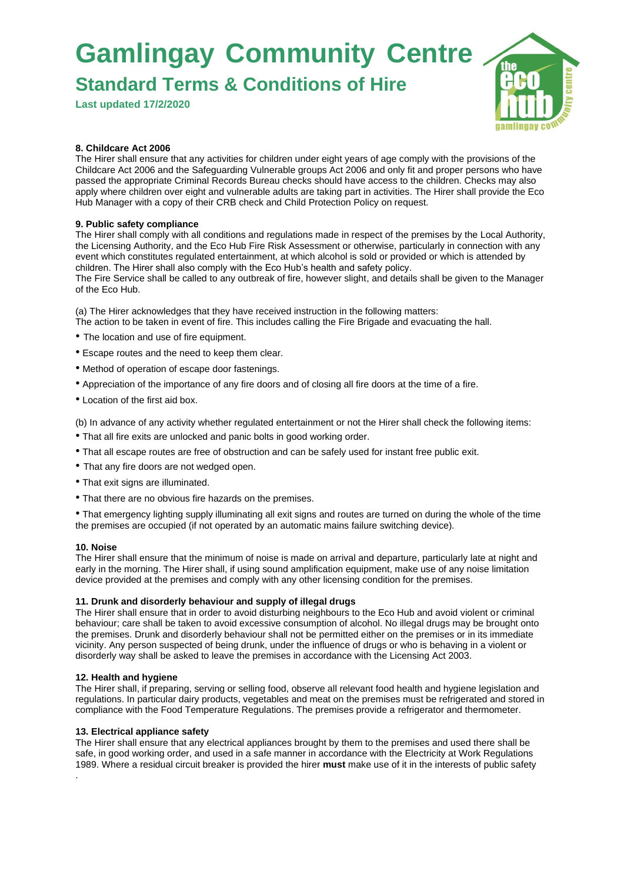# Gamlingay Community Centre

## Standard Terms & Conditions of Hire

**Last updated 17/2/2020**

**8. Childcare Act 2006**
The Hirer shall ensure that any activities for children under eight years of age comply with the provisions of the Childcare Act 2006 and the Safeguarding Vulnerable groups Act 2006 and only fit and proper persons who have passed the appropriate Criminal Records Bureau checks should have access to the children. Checks may also apply where children over eight and vulnerable adults are taking part in activities. The Hirer shall provide the Eco Hub Manager with a copy of their CRB check and Child Protection Policy on request.

**9. Public safety compliance**
The Hirer shall comply with all conditions and regulations made in respect of the premises by the Local Authority, the Licensing Authority, and the Eco Hub Fire Risk Assessment or otherwise, particularly in connection with any event which constitutes regulated entertainment, at which alcohol is sold or provided or which is attended by children. The Hirer shall also comply with the Eco Hub's health and safety policy.
The Fire Service shall be called to any outbreak of fire, however slight, and details shall be given to the Manager of the Eco Hub.

(a) The Hirer acknowledges that they have received instruction in the following matters:
The action to be taken in event of fire. This includes calling the Fire Brigade and evacuating the hall.

- The location and use of fire equipment.
- Escape routes and the need to keep them clear.
- Method of operation of escape door fastenings.
- Appreciation of the importance of any fire doors and of closing all fire doors at the time of a fire.
- Location of the first aid box.

(b) In advance of any activity whether regulated entertainment or not the Hirer shall check the following items:

- That all fire exits are unlocked and panic bolts in good working order.
- That all escape routes are free of obstruction and can be safely used for instant free public exit.
- That any fire doors are not wedged open.
- That exit signs are illuminated.
- That there are no obvious fire hazards on the premises.
- That emergency lighting supply illuminating all exit signs and routes are turned on during the whole of the time the premises are occupied (if not operated by an automatic mains failure switching device).

**10. Noise**
The Hirer shall ensure that the minimum of noise is made on arrival and departure, particularly late at night and early in the morning. The Hirer shall, if using sound amplification equipment, make use of any noise limitation device provided at the premises and comply with any other licensing condition for the premises.

**11. Drunk and disorderly behaviour and supply of illegal drugs**
The Hirer shall ensure that in order to avoid disturbing neighbours to the Eco Hub and avoid violent or criminal behaviour; care shall be taken to avoid excessive consumption of alcohol. No illegal drugs may be brought onto the premises. Drunk and disorderly behaviour shall not be permitted either on the premises or in its immediate vicinity. Any person suspected of being drunk, under the influence of drugs or who is behaving in a violent or disorderly way shall be asked to leave the premises in accordance with the Licensing Act 2003.

**12. Health and hygiene**
The Hirer shall, if preparing, serving or selling food, observe all relevant food health and hygiene legislation and regulations. In particular dairy products, vegetables and meat on the premises must be refrigerated and stored in compliance with the Food Temperature Regulations. The premises provide a refrigerator and thermometer.

**13. Electrical appliance safety**
The Hirer shall ensure that any electrical appliances brought by them to the premises and used there shall be safe, in good working order, and used in a safe manner in accordance with the Electricity at Work Regulations 1989. Where a residual circuit breaker is provided the hirer **must** make use of it in the interests of public safety
.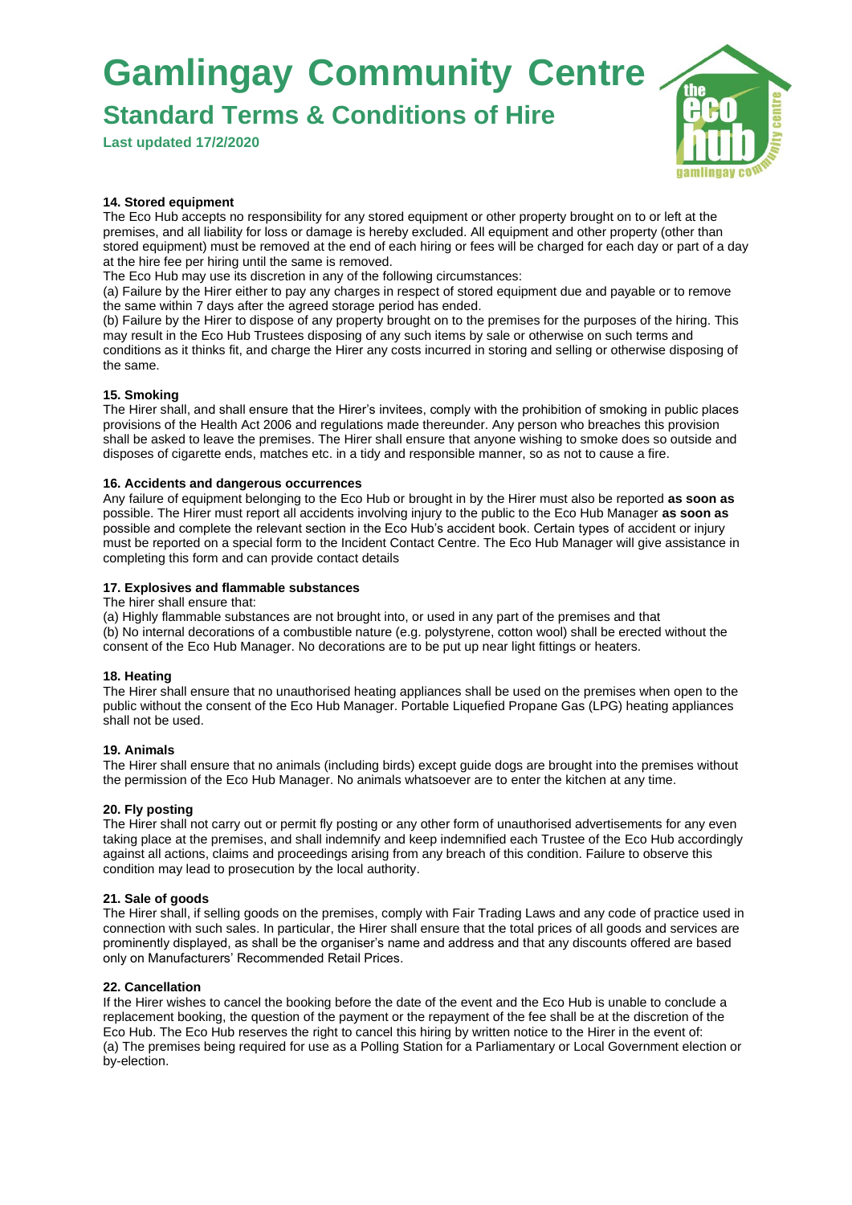# Gamlingay Community Centre

## Standard Terms & Conditions of Hire

**Last updated 17/2/2020**

**14. Stored equipment**

The Eco Hub accepts no responsibility for any stored equipment or other property brought on to or left at the premises, and all liability for loss or damage is hereby excluded. All equipment and other property (other than stored equipment) must be removed at the end of each hiring or fees will be charged for each day or part of a day at the hire fee per hiring until the same is removed.

The Eco Hub may use its discretion in any of the following circumstances:

(a) Failure by the Hirer either to pay any charges in respect of stored equipment due and payable or to remove the same within 7 days after the agreed storage period has ended.

(b) Failure by the Hirer to dispose of any property brought on to the premises for the purposes of the hiring. This may result in the Eco Hub Trustees disposing of any such items by sale or otherwise on such terms and conditions as it thinks fit, and charge the Hirer any costs incurred in storing and selling or otherwise disposing of the same.

**15. Smoking**

The Hirer shall, and shall ensure that the Hirer's invitees, comply with the prohibition of smoking in public places provisions of the Health Act 2006 and regulations made thereunder. Any person who breaches this provision shall be asked to leave the premises. The Hirer shall ensure that anyone wishing to smoke does so outside and disposes of cigarette ends, matches etc. in a tidy and responsible manner, so as not to cause a fire.

**16. Accidents and dangerous occurrences**

Any failure of equipment belonging to the Eco Hub or brought in by the Hirer must also be reported **as soon as** possible. The Hirer must report all accidents involving injury to the public to the Eco Hub Manager **as soon as** possible and complete the relevant section in the Eco Hub's accident book. Certain types of accident or injury must be reported on a special form to the Incident Contact Centre. The Eco Hub Manager will give assistance in completing this form and can provide contact details

**17. Explosives and flammable substances**

The hirer shall ensure that:

(a) Highly flammable substances are not brought into, or used in any part of the premises and that

(b) No internal decorations of a combustible nature (e.g. polystyrene, cotton wool) shall be erected without the consent of the Eco Hub Manager. No decorations are to be put up near light fittings or heaters.

**18. Heating**

The Hirer shall ensure that no unauthorised heating appliances shall be used on the premises when open to the public without the consent of the Eco Hub Manager. Portable Liquefied Propane Gas (LPG) heating appliances shall not be used.

**19. Animals**

The Hirer shall ensure that no animals (including birds) except guide dogs are brought into the premises without the permission of the Eco Hub Manager. No animals whatsoever are to enter the kitchen at any time.

**20. Fly posting**

The Hirer shall not carry out or permit fly posting or any other form of unauthorised advertisements for any even taking place at the premises, and shall indemnify and keep indemnified each Trustee of the Eco Hub accordingly against all actions, claims and proceedings arising from any breach of this condition. Failure to observe this condition may lead to prosecution by the local authority.

**21. Sale of goods**

The Hirer shall, if selling goods on the premises, comply with Fair Trading Laws and any code of practice used in connection with such sales. In particular, the Hirer shall ensure that the total prices of all goods and services are prominently displayed, as shall be the organiser's name and address and that any discounts offered are based only on Manufacturers' Recommended Retail Prices.

**22. Cancellation**

If the Hirer wishes to cancel the booking before the date of the event and the Eco Hub is unable to conclude a replacement booking, the question of the payment or the repayment of the fee shall be at the discretion of the Eco Hub. The Eco Hub reserves the right to cancel this hiring by written notice to the Hirer in the event of:

(a) The premises being required for use as a Polling Station for a Parliamentary or Local Government election or by-election.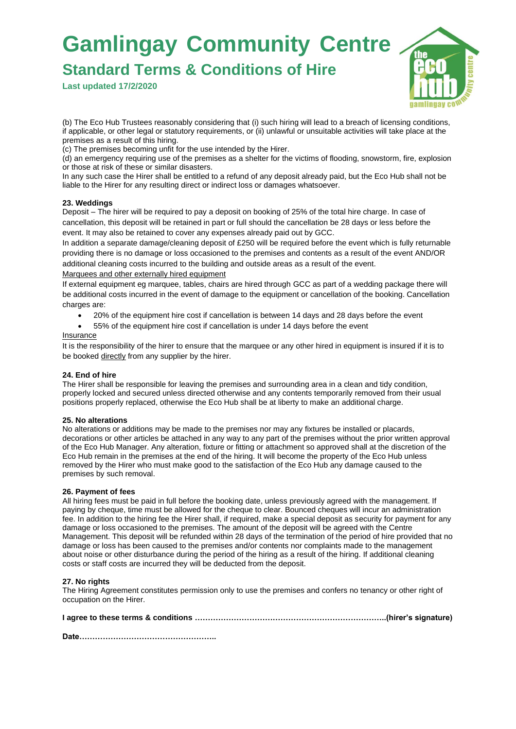(b) The Eco Hub Trustees reasonably considering that (i) such hiring will lead to a breach of licensing conditions, if applicable, or other legal or statutory requirements, or (ii) unlawful or unsuitable activities will take place at the premises as a result of this hiring.
(c) The premises becoming unfit for the use intended by the Hirer.
(d) an emergency requiring use of the premises as a shelter for the victims of flooding, snowstorm, fire, explosion or those at risk of these or similar disasters.
In any such case the Hirer shall be entitled to a refund of any deposit already paid, but the Eco Hub shall not be liable to the Hirer for any resulting direct or indirect loss or damages whatsoever.

**23. Weddings**
Deposit – The hirer will be required to pay a deposit on booking of 25% of the total hire charge. In case of cancellation, this deposit will be retained in part or full should the cancellation be 28 days or less before the event. It may also be retained to cover any expenses already paid out by GCC.
In addition a separate damage/cleaning deposit of £250 will be required before the event which is fully returnable providing there is no damage or loss occasioned to the premises and contents as a result of the event AND/OR additional cleaning costs incurred to the building and outside areas as a result of the event.
Marquees and other externally hired equipment
If external equipment eg marquee, tables, chairs are hired through GCC as part of a wedding package there will be additional costs incurred in the event of damage to the equipment or cancellation of the booking. Cancellation charges are:

- 20% of the equipment hire cost if cancellation is between 14 days and 28 days before the event
- 55% of the equipment hire cost if cancellation is under 14 days before the event

Insurance
It is the responsibility of the hirer to ensure that the marquee or any other hired in equipment is insured if it is to be booked directly from any supplier by the hirer.

**24. End of hire**
The Hirer shall be responsible for leaving the premises and surrounding area in a clean and tidy condition, properly locked and secured unless directed otherwise and any contents temporarily removed from their usual positions properly replaced, otherwise the Eco Hub shall be at liberty to make an additional charge.

**25. No alterations**
No alterations or additions may be made to the premises nor may any fixtures be installed or placards, decorations or other articles be attached in any way to any part of the premises without the prior written approval of the Eco Hub Manager. Any alteration, fixture or fitting or attachment so approved shall at the discretion of the Eco Hub remain in the premises at the end of the hiring. It will become the property of the Eco Hub unless removed by the Hirer who must make good to the satisfaction of the Eco Hub any damage caused to the premises by such removal.

**26. Payment of fees**
All hiring fees must be paid in full before the booking date, unless previously agreed with the management. If paying by cheque, time must be allowed for the cheque to clear. Bounced cheques will incur an administration fee. In addition to the hiring fee the Hirer shall, if required, make a special deposit as security for payment for any damage or loss occasioned to the premises. The amount of the deposit will be agreed with the Centre Management. This deposit will be refunded within 28 days of the termination of the period of hire provided that no damage or loss has been caused to the premises and/or contents nor complaints made to the management about noise or other disturbance during the period of the hiring as a result of the hiring. If additional cleaning costs or staff costs are incurred they will be deducted from the deposit.

**27. No rights**
The Hiring Agreement constitutes permission only to use the premises and confers no tenancy or other right of occupation on the Hirer.

**I agree to these terms & conditions ………………………………………………………………..(hirer's signature)**

**Date……………………………………………..**